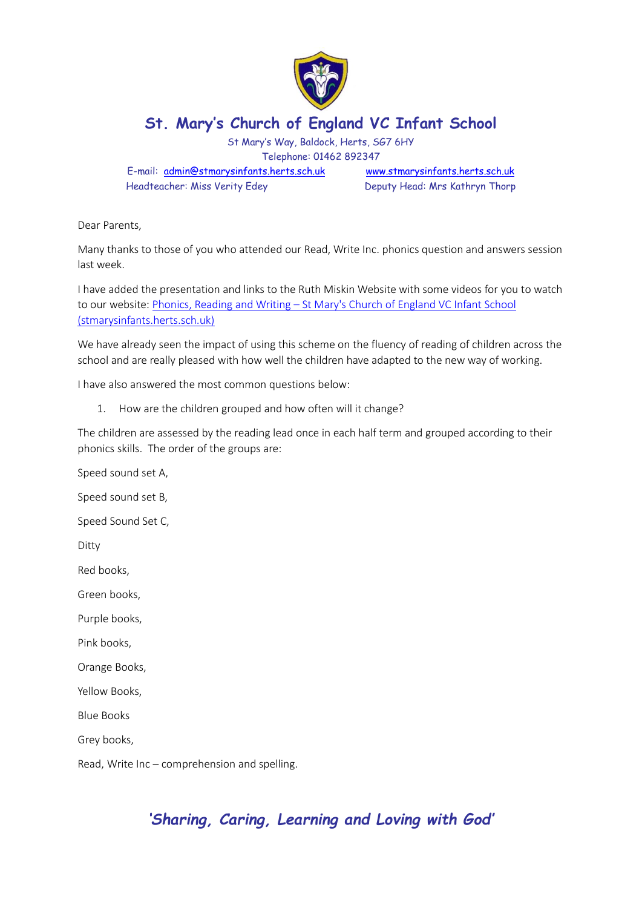# St. Mary's Church of England VC Infant School

St Mary's Way, Baldock, Herts, SG7 6HY
Telephone: 01462 892347
E-mail: admin@stmarysinfants.herts.sch.uk www.stmarysinfants.herts.sch.uk
Headteacher: Miss Verity Edey Deputy Head: Mrs Kathryn Thorp

Dear Parents,

Many thanks to those of you who attended our Read, Write Inc. phonics question and answers session last week.

I have added the presentation and links to the Ruth Miskin Website with some videos for you to watch to our website: Phonics, Reading and Writing – St Mary's Church of England VC Infant School (stmarysinfants.herts.sch.uk)

We have already seen the impact of using this scheme on the fluency of reading of children across the school and are really pleased with how well the children have adapted to the new way of working.

I have also answered the most common questions below:

1. How are the children grouped and how often will it change?

The children are assessed by the reading lead once in each half term and grouped according to their phonics skills. The order of the groups are:

Speed sound set A,

Speed sound set B,

Speed Sound Set C,

Ditty

Red books,

Green books,

Purple books,

Pink books,

Orange Books,

Yellow Books,

Blue Books

Grey books,

Read, Write Inc – comprehension and spelling.

*'Sharing, Caring, Learning and Loving with God'*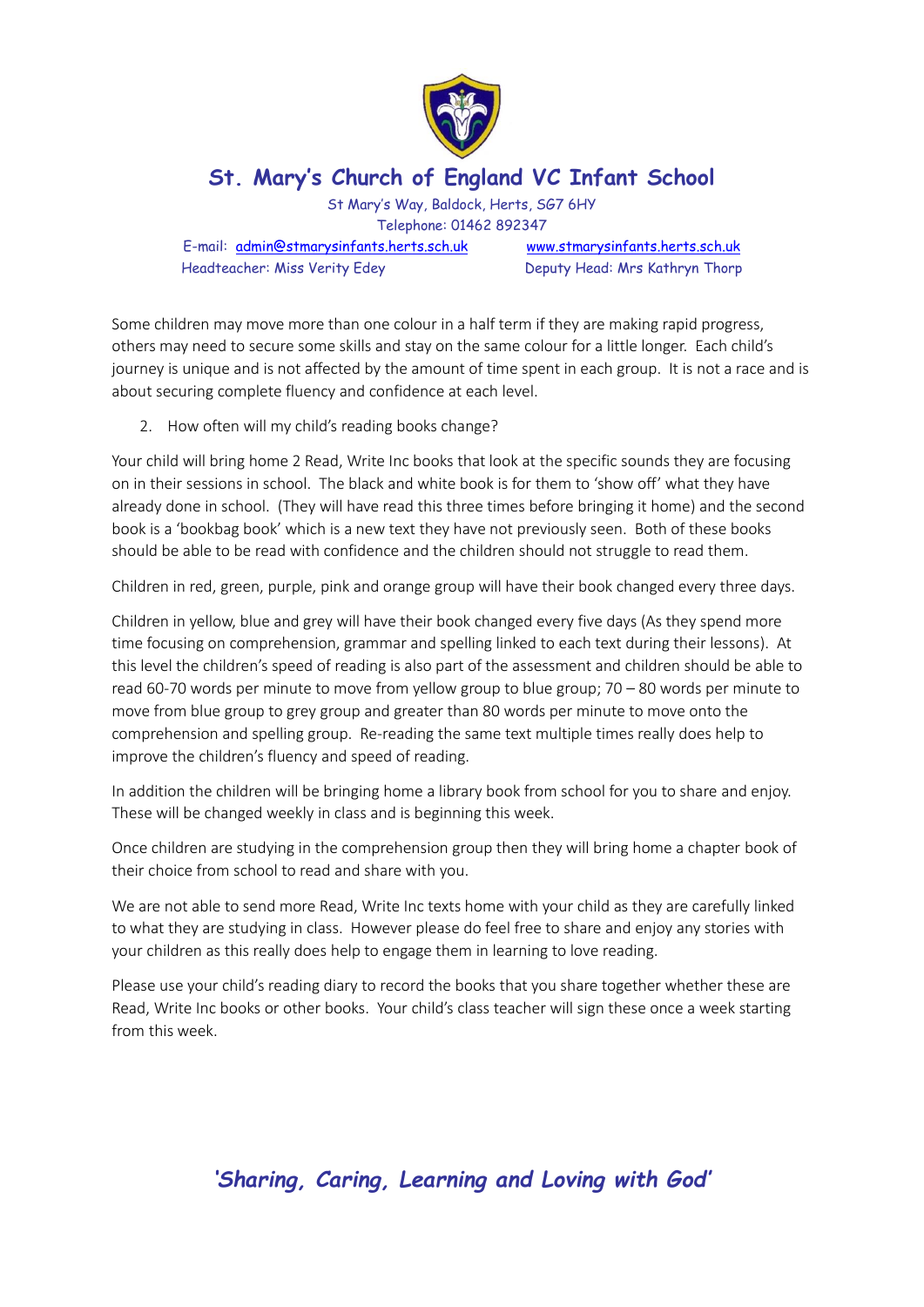Some children may move more than one colour in a half term if they are making rapid progress, others may need to secure some skills and stay on the same colour for a little longer. Each child's journey is unique and is not affected by the amount of time spent in each group. It is not a race and is about securing complete fluency and confidence at each level.

2. How often will my child's reading books change?

Your child will bring home 2 Read, Write Inc books that look at the specific sounds they are focusing on in their sessions in school. The black and white book is for them to 'show off' what they have already done in school. (They will have read this three times before bringing it home) and the second book is a 'bookbag book' which is a new text they have not previously seen. Both of these books should be able to be read with confidence and the children should not struggle to read them.

Children in red, green, purple, pink and orange group will have their book changed every three days.

Children in yellow, blue and grey will have their book changed every five days (As they spend more time focusing on comprehension, grammar and spelling linked to each text during their lessons). At this level the children's speed of reading is also part of the assessment and children should be able to read 60-70 words per minute to move from yellow group to blue group; 70 – 80 words per minute to move from blue group to grey group and greater than 80 words per minute to move onto the comprehension and spelling group. Re-reading the same text multiple times really does help to improve the children's fluency and speed of reading.

In addition the children will be bringing home a library book from school for you to share and enjoy. These will be changed weekly in class and is beginning this week.

Once children are studying in the comprehension group then they will bring home a chapter book of their choice from school to read and share with you.

We are not able to send more Read, Write Inc texts home with your child as they are carefully linked to what they are studying in class. However please do feel free to share and enjoy any stories with your children as this really does help to engage them in learning to love reading.

Please use your child's reading diary to record the books that you share together whether these are Read, Write Inc books or other books. Your child's class teacher will sign these once a week starting from this week.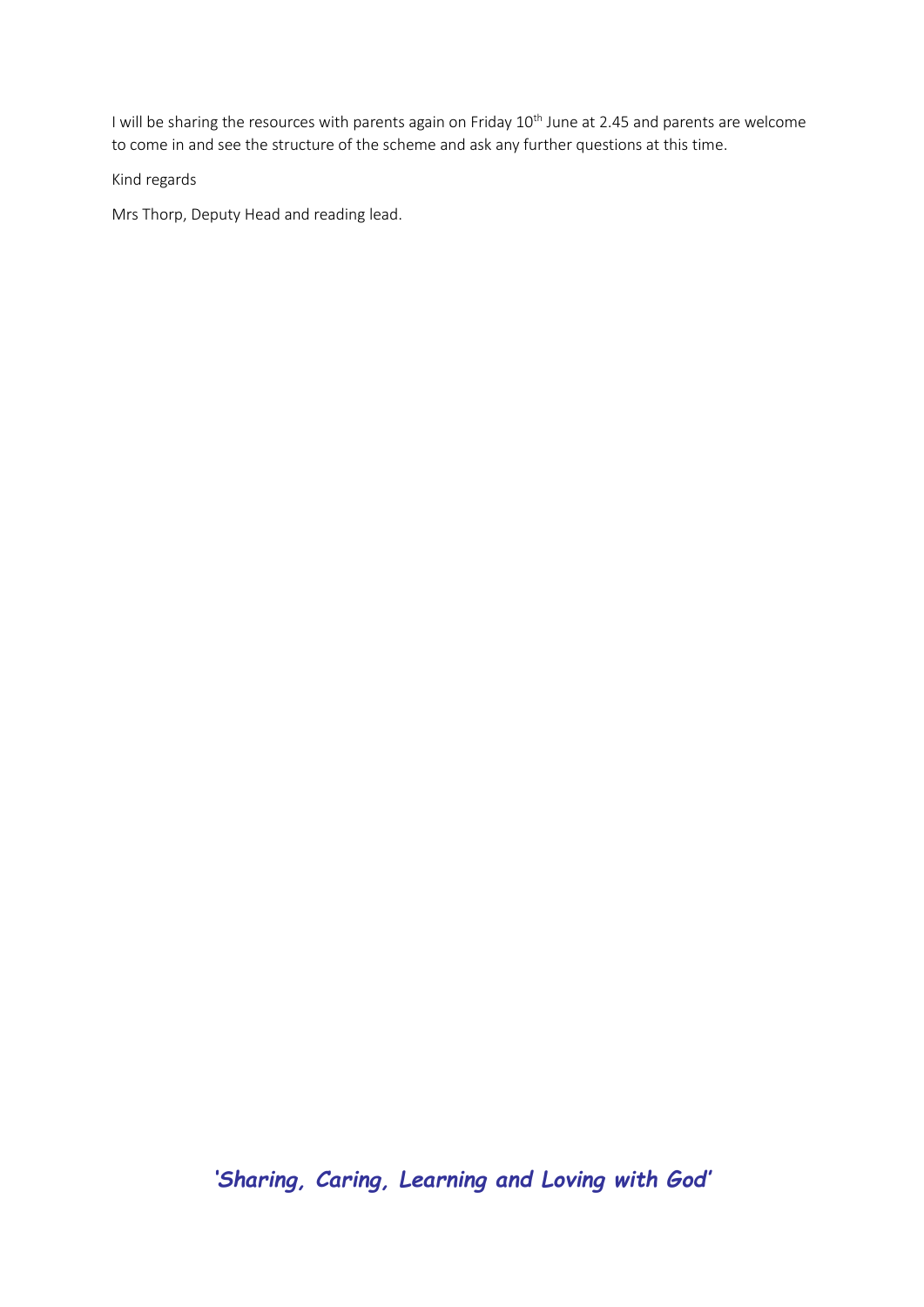I will be sharing the resources with parents again on Friday 10th June at 2.45 and parents are welcome to come in and see the structure of the scheme and ask any further questions at this time.

Kind regards

Mrs Thorp, Deputy Head and reading lead.

***'Sharing, Caring, Learning and Loving with God'***